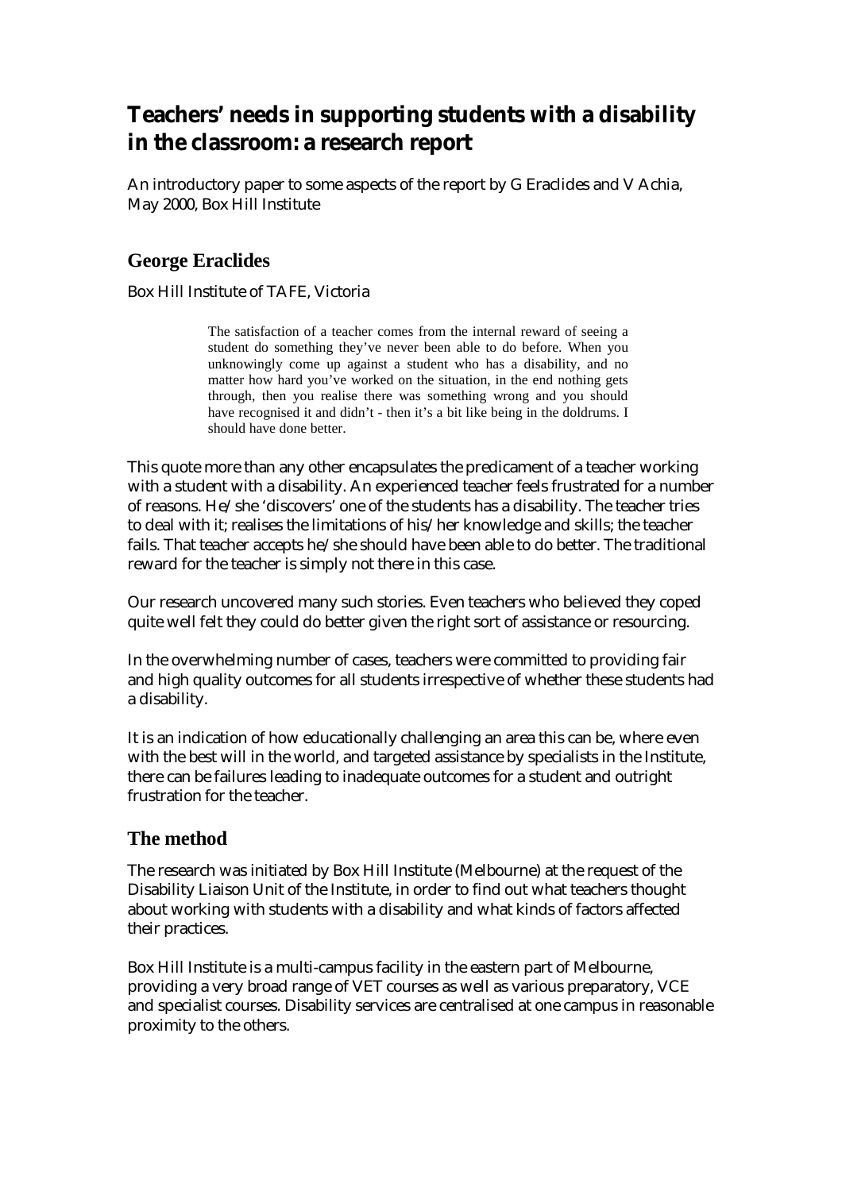# Teachers' needs in supporting students with a disability in the classroom: a research report

An introductory paper to some aspects of the report by G Eraclides and V Achia, May 2000, Box Hill Institute

## George Eraclides

Box Hill Institute of TAFE, Victoria

> The satisfaction of a teacher comes from the internal reward of seeing a student do something they've never been able to do before. When you unknowingly come up against a student who has a disability, and no matter how hard you've worked on the situation, in the end nothing gets through, then you realise there was something wrong and you should have recognised it and didn't - then it's a bit like being in the doldrums. I should have done better.

This quote more than any other encapsulates the predicament of a teacher working with a student with a disability. An experienced teacher feels frustrated for a number of reasons. He/she 'discovers' one of the students has a disability. The teacher tries to deal with it; realises the limitations of his/her knowledge and skills; the teacher fails. That teacher accepts he/she should have been able to do better. The traditional reward for the teacher is simply not there in this case.

Our research uncovered many such stories. Even teachers who believed they coped quite well felt they could do better given the right sort of assistance or resourcing.

In the overwhelming number of cases, teachers were committed to providing fair and high quality outcomes for all students irrespective of whether these students had a disability.

It is an indication of how educationally challenging an area this can be, where even with the best will in the world, and targeted assistance by specialists in the Institute, there can be failures leading to inadequate outcomes for a student and outright frustration for the teacher.

## The method

The research was initiated by Box Hill Institute (Melbourne) at the request of the Disability Liaison Unit of the Institute, in order to find out what teachers thought about working with students with a disability and what kinds of factors affected their practices.

Box Hill Institute is a multi-campus facility in the eastern part of Melbourne, providing a very broad range of VET courses as well as various preparatory, VCE and specialist courses. Disability services are centralised at one campus in reasonable proximity to the others.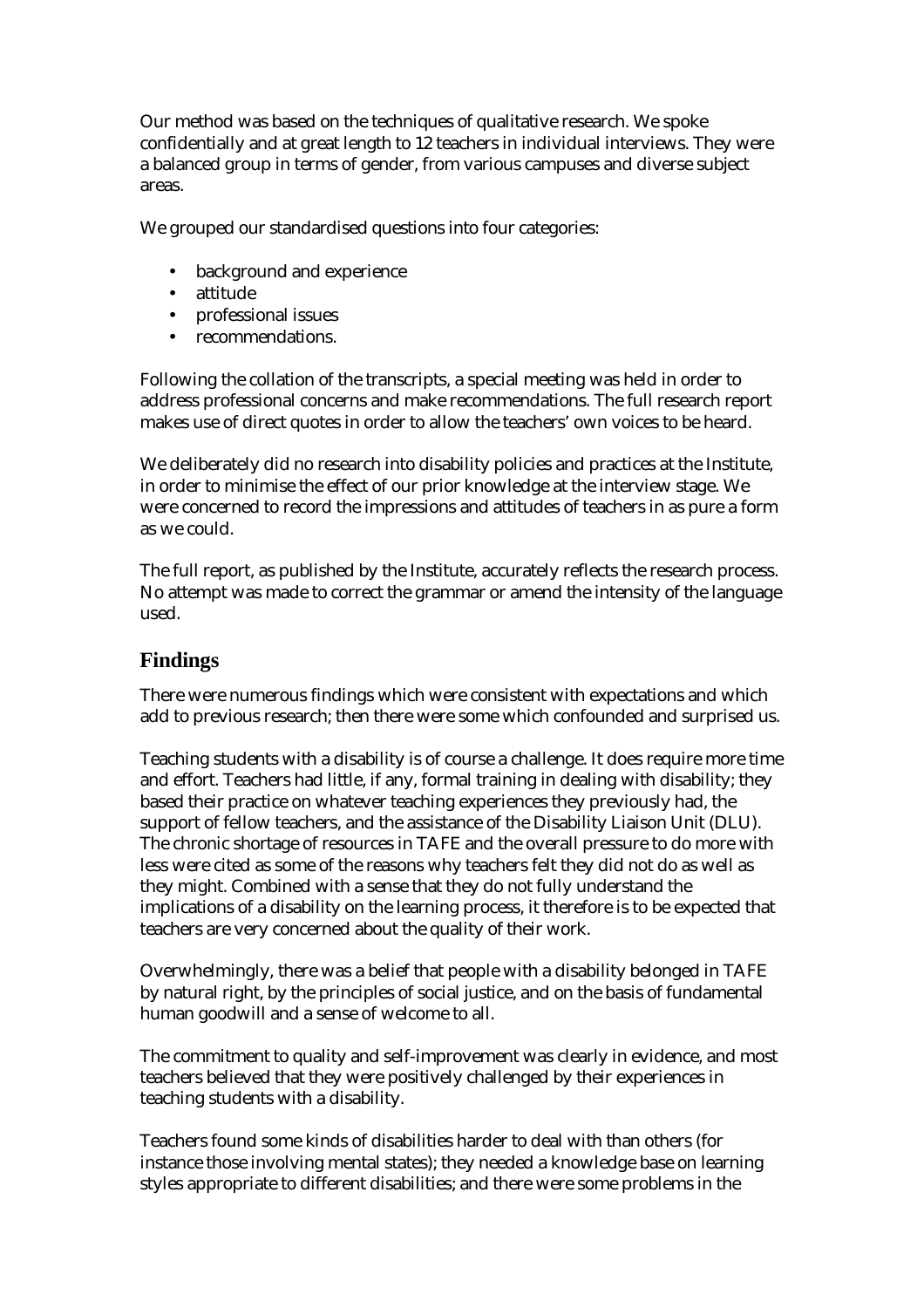Our method was based on the techniques of qualitative research. We spoke confidentially and at great length to 12 teachers in individual interviews. They were a balanced group in terms of gender, from various campuses and diverse subject areas.

We grouped our standardised questions into four categories:

- background and experience
- attitude
- professional issues
- recommendations.

Following the collation of the transcripts, a special meeting was held in order to address professional concerns and make recommendations. The full research report makes use of direct quotes in order to allow the teachers' own voices to be heard.

We deliberately did no research into disability policies and practices at the Institute, in order to minimise the effect of our prior knowledge at the interview stage. We were concerned to record the impressions and attitudes of teachers in as pure a form as we could.

The full report, as published by the Institute, accurately reflects the research process. No attempt was made to correct the grammar or amend the intensity of the language used.

## Findings

There were numerous findings which were consistent with expectations and which add to previous research; then there were some which confounded and surprised us.

Teaching students with a disability is of course a challenge. It does require more time and effort. Teachers had little, if any, formal training in dealing with disability; they based their practice on whatever teaching experiences they previously had, the support of fellow teachers, and the assistance of the Disability Liaison Unit (DLU). The chronic shortage of resources in TAFE and the overall pressure to do more with less were cited as some of the reasons why teachers felt they did not do as well as they might. Combined with a sense that they do not fully understand the implications of a disability on the learning process, it therefore is to be expected that teachers are very concerned about the quality of their work.

Overwhelmingly, there was a belief that people with a disability belonged in TAFE by natural right, by the principles of social justice, and on the basis of fundamental human goodwill and a sense of welcome to all.

The commitment to quality and self-improvement was clearly in evidence, and most teachers believed that they were positively challenged by their experiences in teaching students with a disability.

Teachers found some kinds of disabilities harder to deal with than others (for instance those involving mental states); they needed a knowledge base on learning styles appropriate to different disabilities; and there were some problems in the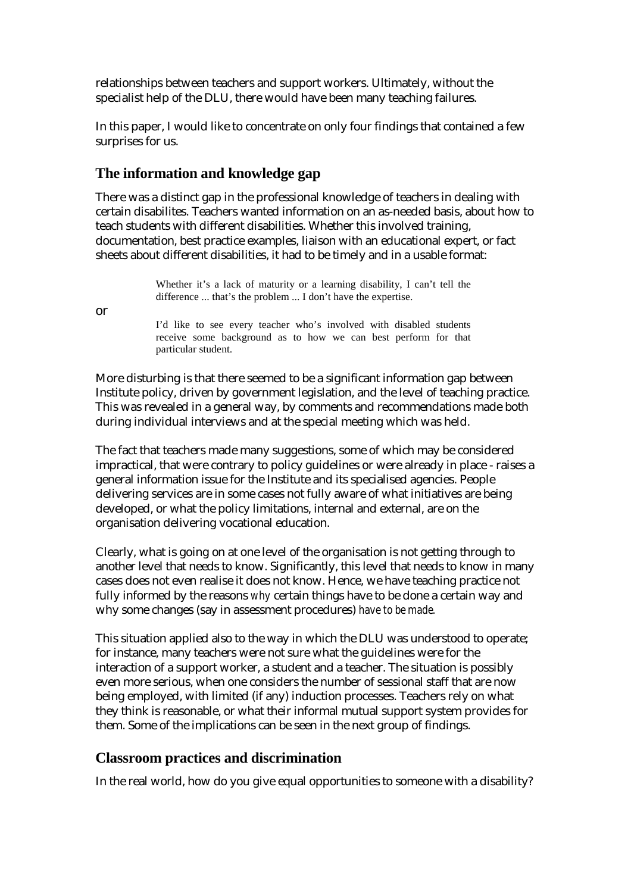relationships between teachers and support workers. Ultimately, without the specialist help of the DLU, there would have been many teaching failures.

In this paper, I would like to concentrate on only four findings that contained a few surprises for us.

## The information and knowledge gap

There was a distinct gap in the professional knowledge of teachers in dealing with certain disabilites. Teachers wanted information on an as-needed basis, about how to teach students with different disabilities. Whether this involved training, documentation, best practice examples, liaison with an educational expert, or fact sheets about different disabilities, it had to be timely and in a usable format:

> Whether it's a lack of maturity or a learning disability, I can't tell the difference ... that's the problem ... I don't have the expertise.

or

> I'd like to see every teacher who's involved with disabled students receive some background as to how we can best perform for that particular student.

More disturbing is that there seemed to be a significant information gap between Institute policy, driven by government legislation, and the level of teaching practice. This was revealed in a general way, by comments and recommendations made both during individual interviews and at the special meeting which was held.

The fact that teachers made many suggestions, some of which may be considered impractical, that were contrary to policy guidelines or were already in place - raises a general information issue for the Institute and its specialised agencies. People delivering services are in some cases not fully aware of what initiatives are being developed, or what the policy limitations, internal and external, are on the organisation delivering vocational education.

Clearly, what is going on at one level of the organisation is not getting through to another level that needs to know. Significantly, this level that needs to know in many cases does not even realise it does not know. Hence, we have teaching practice not fully informed by the reasons *why* certain things have to be done a certain way and why some changes (say in assessment procedures) *have to be made.*

This situation applied also to the way in which the DLU was understood to operate; for instance, many teachers were not sure what the guidelines were for the interaction of a support worker, a student and a teacher. The situation is possibly even more serious, when one considers the number of sessional staff that are now being employed, with limited (if any) induction processes. Teachers rely on what they think is reasonable, or what their informal mutual support system provides for them. Some of the implications can be seen in the next group of findings.

## Classroom practices and discrimination

In the real world, how do you give equal opportunities to someone with a disability?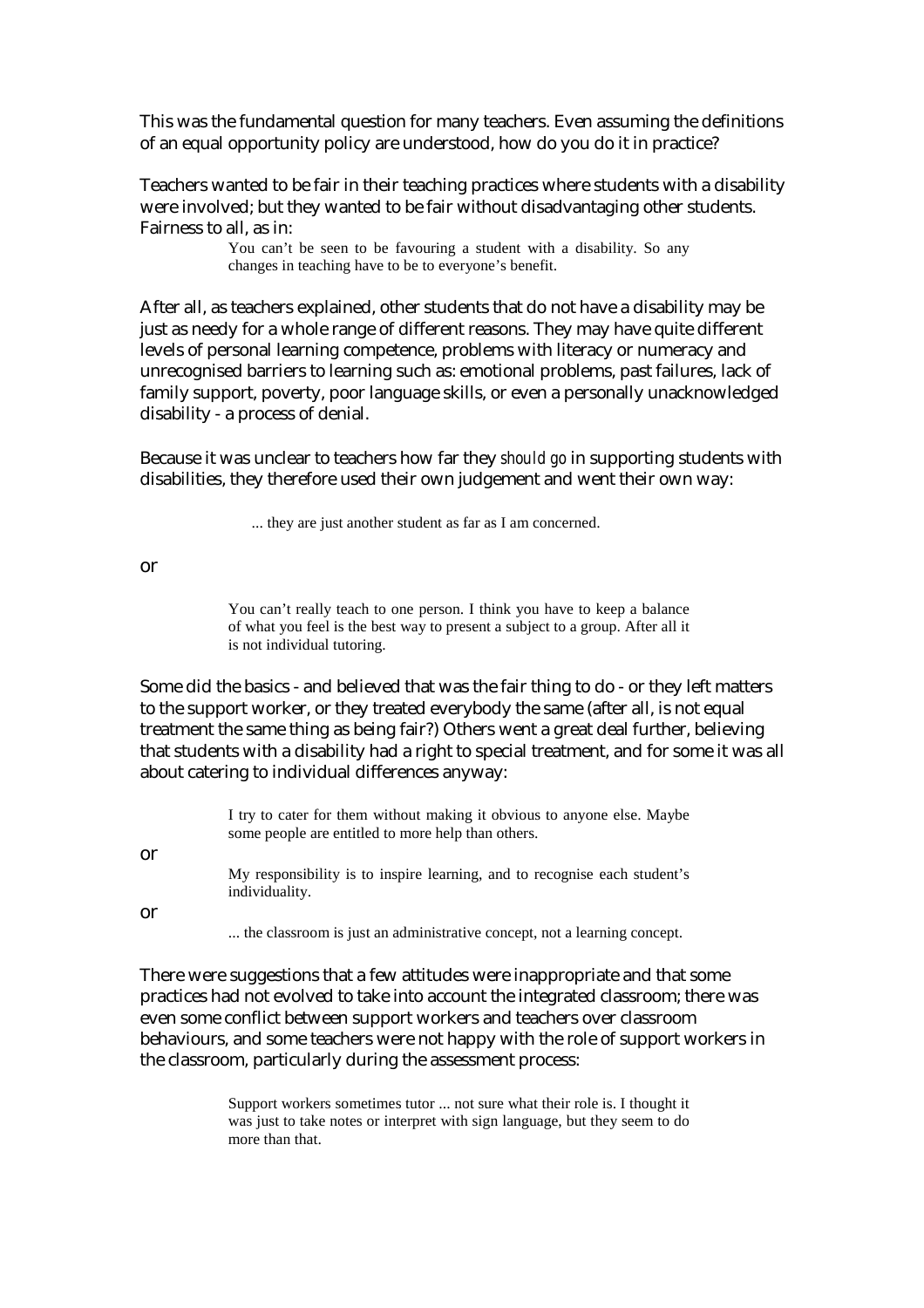This was the fundamental question for many teachers. Even assuming the definitions of an equal opportunity policy are understood, how do you do it in practice?

Teachers wanted to be fair in their teaching practices where students with a disability were involved; but they wanted to be fair without disadvantaging other students. Fairness to all, as in:

> You can't be seen to be favouring a student with a disability. So any changes in teaching have to be to everyone's benefit.

After all, as teachers explained, other students that do not have a disability may be just as needy for a whole range of different reasons. They may have quite different levels of personal learning competence, problems with literacy or numeracy and unrecognised barriers to learning such as: emotional problems, past failures, lack of family support, poverty, poor language skills, or even a personally unacknowledged disability - a process of denial.

Because it was unclear to teachers how far they *should go* in supporting students with disabilities, they therefore used their own judgement and went their own way:

> ... they are just another student as far as I am concerned.

or

> You can't really teach to one person. I think you have to keep a balance of what you feel is the best way to present a subject to a group. After all it is not individual tutoring.

Some did the basics - and believed that was the fair thing to do - or they left matters to the support worker, or they treated everybody the same (after all, is not equal treatment the same thing as being fair?) Others went a great deal further, believing that students with a disability had a right to special treatment, and for some it was all about catering to individual differences anyway:

> I try to cater for them without making it obvious to anyone else. Maybe some people are entitled to more help than others.

or

> My responsibility is to inspire learning, and to recognise each student's individuality.

or

> ... the classroom is just an administrative concept, not a learning concept.

There were suggestions that a few attitudes were inappropriate and that some practices had not evolved to take into account the integrated classroom; there was even some conflict between support workers and teachers over classroom behaviours, and some teachers were not happy with the role of support workers in the classroom, particularly during the assessment process:

> Support workers sometimes tutor ... not sure what their role is. I thought it was just to take notes or interpret with sign language, but they seem to do more than that.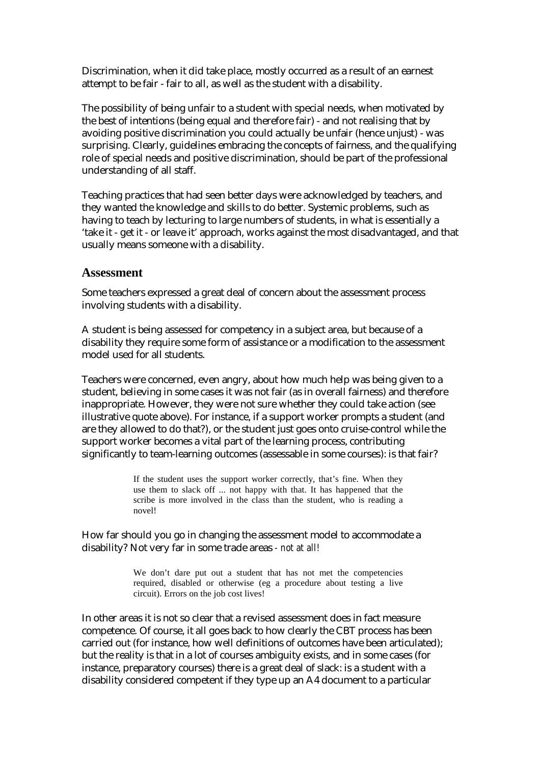Discrimination, when it did take place, mostly occurred as a result of an earnest attempt to be fair - fair to all, as well as the student with a disability.

The possibility of being unfair to a student with special needs, when motivated by the best of intentions (being equal and therefore fair) - and not realising that by avoiding positive discrimination you could actually be unfair (hence unjust) - was surprising. Clearly, guidelines embracing the concepts of fairness, and the qualifying role of special needs and positive discrimination, should be part of the professional understanding of all staff.

Teaching practices that had seen better days were acknowledged by teachers, and they wanted the knowledge and skills to do better. Systemic problems, such as having to teach by lecturing to large numbers of students, in what is essentially a 'take it - get it - or leave it' approach, works against the most disadvantaged, and that usually means someone with a disability.

## Assessment

Some teachers expressed a great deal of concern about the assessment process involving students with a disability.

A student is being assessed for competency in a subject area, but because of a disability they require some form of assistance or a modification to the assessment model used for all students.

Teachers were concerned, even angry, about how much help was being given to a student, believing in some cases it was not fair (as in overall fairness) and therefore inappropriate. However, they were not sure whether they could take action (see illustrative quote above). For instance, if a support worker prompts a student (and are they allowed to do that?), or the student just goes onto cruise-control while the support worker becomes a vital part of the learning process, contributing significantly to team-learning outcomes (assessable in some courses): is that fair?

> If the student uses the support worker correctly, that's fine. When they use them to slack off ... not happy with that. It has happened that the scribe is more involved in the class than the student, who is reading a novel!

How far should you go in changing the assessment model to accommodate a disability? Not very far in some trade areas - *not at all!*

> We don't dare put out a student that has not met the competencies required, disabled or otherwise (eg a procedure about testing a live circuit). Errors on the job cost lives!

In other areas it is not so clear that a revised assessment does in fact measure competence. Of course, it all goes back to how clearly the CBT process has been carried out (for instance, how well definitions of outcomes have been articulated); but the reality is that in a lot of courses ambiguity exists, and in some cases (for instance, preparatory courses) there is a great deal of slack: is a student with a disability considered competent if they type up an A4 document to a particular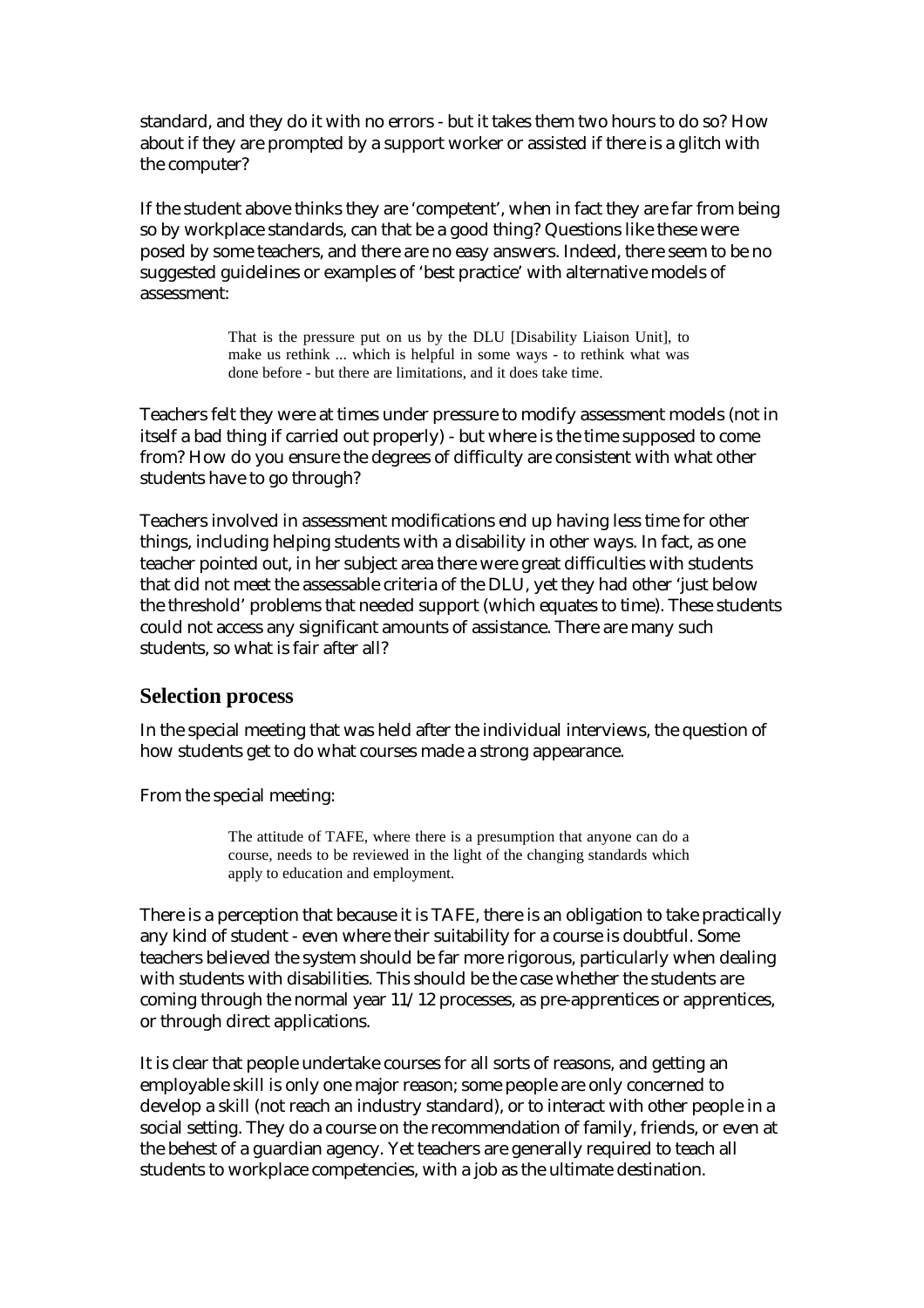standard, and they do it with no errors - but it takes them two hours to do so? How about if they are prompted by a support worker or assisted if there is a glitch with the computer?

If the student above thinks they are 'competent', when in fact they are far from being so by workplace standards, can that be a good thing? Questions like these were posed by some teachers, and there are no easy answers. Indeed, there seem to be no suggested guidelines or examples of 'best practice' with alternative models of assessment:

> That is the pressure put on us by the DLU [Disability Liaison Unit], to make us rethink ... which is helpful in some ways - to rethink what was done before - but there are limitations, and it does take time.

Teachers felt they were at times under pressure to modify assessment models (not in itself a bad thing if carried out properly) - but where is the time supposed to come from? How do you ensure the degrees of difficulty are consistent with what other students have to go through?

Teachers involved in assessment modifications end up having less time for other things, including helping students with a disability in other ways. In fact, as one teacher pointed out, in her subject area there were great difficulties with students that did not meet the assessable criteria of the DLU, yet they had other 'just below the threshold' problems that needed support (which equates to time). These students could not access any significant amounts of assistance. There are many such students, so what is fair after all?

## Selection process

In the special meeting that was held after the individual interviews, the question of how students get to do what courses made a strong appearance.

From the special meeting:

> The attitude of TAFE, where there is a presumption that anyone can do a course, needs to be reviewed in the light of the changing standards which apply to education and employment.

There is a perception that because it is TAFE, there is an obligation to take practically any kind of student - even where their suitability for a course is doubtful. Some teachers believed the system should be far more rigorous, particularly when dealing with students with disabilities. This should be the case whether the students are coming through the normal year 11/12 processes, as pre-apprentices or apprentices, or through direct applications.

It is clear that people undertake courses for all sorts of reasons, and getting an employable skill is only one major reason; some people are only concerned to develop a skill (not reach an industry standard), or to interact with other people in a social setting. They do a course on the recommendation of family, friends, or even at the behest of a guardian agency. Yet teachers are generally required to teach all students to workplace competencies, with a job as the ultimate destination.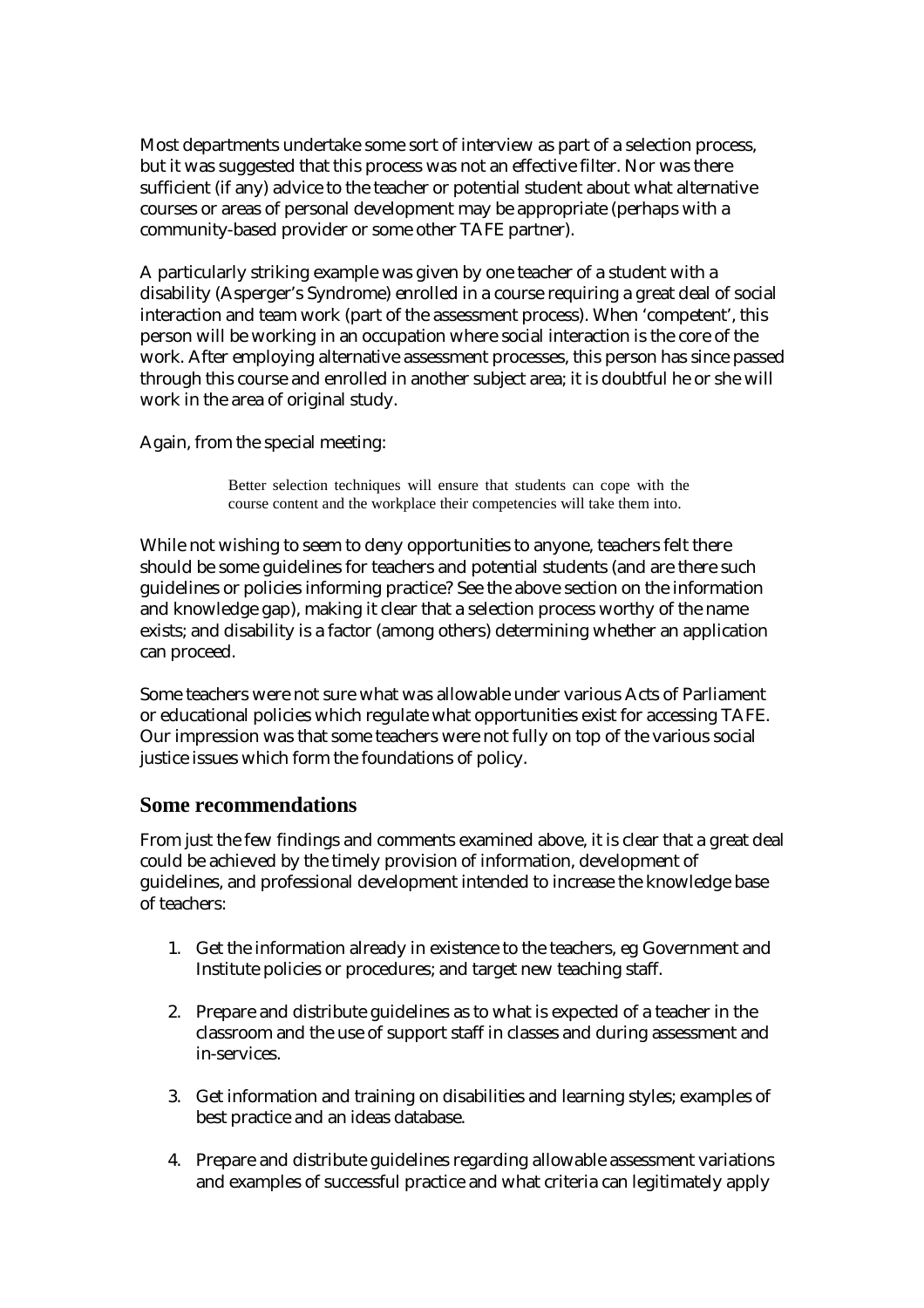Most departments undertake some sort of interview as part of a selection process, but it was suggested that this process was not an effective filter. Nor was there sufficient (if any) advice to the teacher or potential student about what alternative courses or areas of personal development may be appropriate (perhaps with a community-based provider or some other TAFE partner).

A particularly striking example was given by one teacher of a student with a disability (Asperger's Syndrome) enrolled in a course requiring a great deal of social interaction and team work (part of the assessment process). When 'competent', this person will be working in an occupation where social interaction is the core of the work. After employing alternative assessment processes, this person has since passed through this course and enrolled in another subject area; it is doubtful he or she will work in the area of original study.

Again, from the special meeting:

> Better selection techniques will ensure that students can cope with the course content and the workplace their competencies will take them into.

While not wishing to seem to deny opportunities to anyone, teachers felt there should be some guidelines for teachers and potential students (and are there such guidelines or policies informing practice? See the above section on the information and knowledge gap), making it clear that a selection process worthy of the name exists; and disability is a factor (among others) determining whether an application can proceed.

Some teachers were not sure what was allowable under various Acts of Parliament or educational policies which regulate what opportunities exist for accessing TAFE. Our impression was that some teachers were not fully on top of the various social justice issues which form the foundations of policy.

## Some recommendations

From just the few findings and comments examined above, it is clear that a great deal could be achieved by the timely provision of information, development of guidelines, and professional development intended to increase the knowledge base of teachers:

1. Get the information already in existence to the teachers, eg Government and Institute policies or procedures; and target new teaching staff.

2. Prepare and distribute guidelines as to what is expected of a teacher in the classroom and the use of support staff in classes and during assessment and in-services.

3. Get information and training on disabilities and learning styles; examples of best practice and an ideas database.

4. Prepare and distribute guidelines regarding allowable assessment variations and examples of successful practice and what criteria can legitimately apply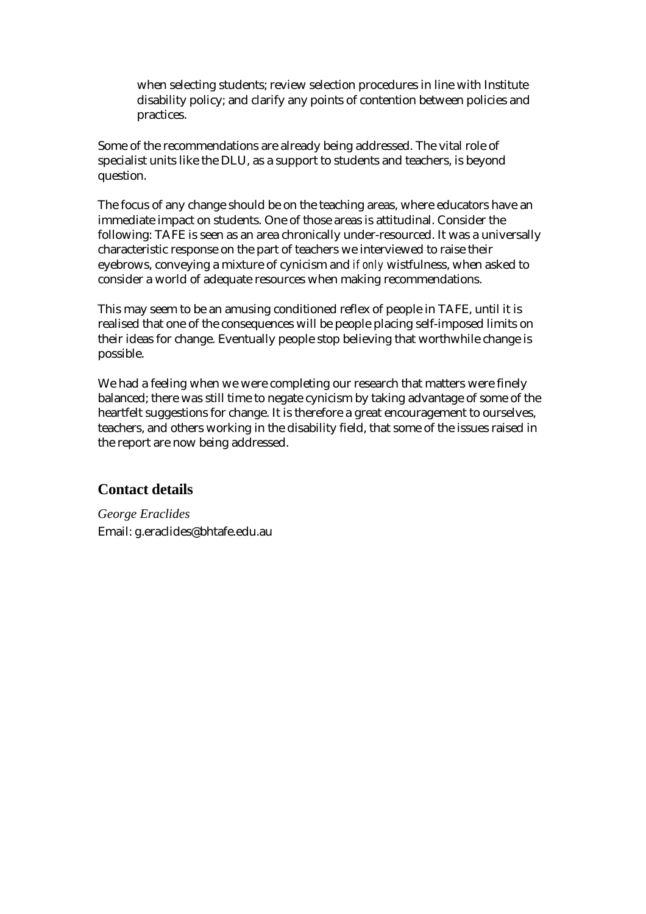when selecting students; review selection procedures in line with Institute disability policy; and clarify any points of contention between policies and practices.

Some of the recommendations are already being addressed. The vital role of specialist units like the DLU, as a support to students and teachers, is beyond question.

The focus of any change should be on the teaching areas, where educators have an immediate impact on students. One of those areas is attitudinal. Consider the following: TAFE is seen as an area chronically under-resourced. It was a universally characteristic response on the part of teachers we interviewed to raise their eyebrows, conveying a mixture of cynicism and *if only* wistfulness, when asked to consider a world of adequate resources when making recommendations.

This may seem to be an amusing conditioned reflex of people in TAFE, until it is realised that one of the consequences will be people placing self-imposed limits on their ideas for change. Eventually people stop believing that worthwhile change is possible.

We had a feeling when we were completing our research that matters were finely balanced; there was still time to negate cynicism by taking advantage of some of the heartfelt suggestions for change. It is therefore a great encouragement to ourselves, teachers, and others working in the disability field, that some of the issues raised in the report are now being addressed.

## Contact details

*George Eraclides*
Email: g.eraclides@bhtafe.edu.au